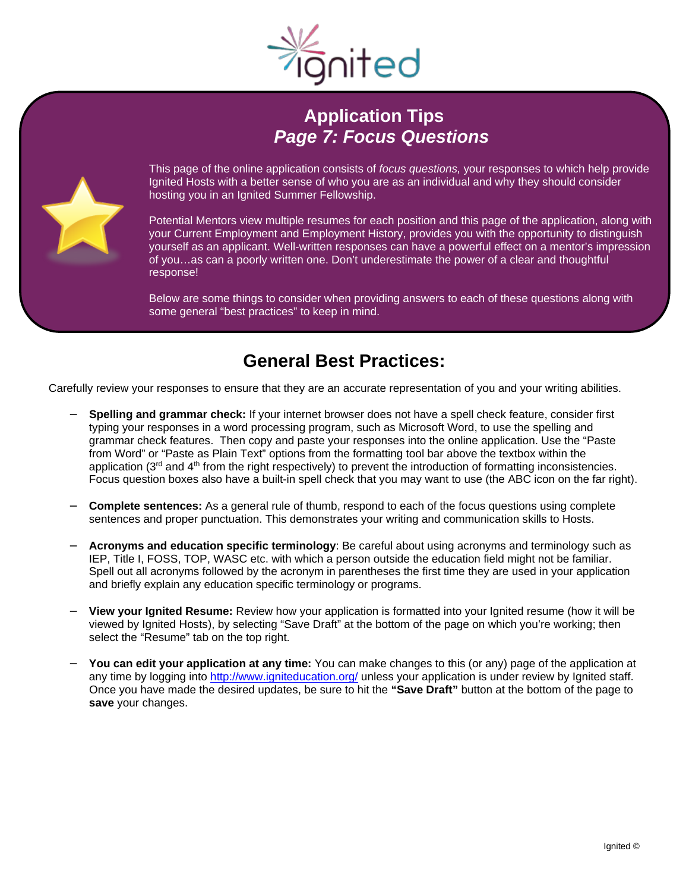# Application Tips

## *Page 7: Focus Questions*

This page of the online application consists of *focus questions,* your responses to which help provide Ignited Hosts with a better sense of who you are as an individual and why they should consider hosting you in an Ignited Summer Fellowship.

Potential Mentors view multiple resumes for each position and this page of the application, along with your Current Employment and Employment History, provides you with the opportunity to distinguish yourself as an applicant. Well-written responses can have a powerful effect on a mentor's impression of you…as can a poorly written one. Don't underestimate the power of a clear and thoughtful response!

Below are some things to consider when providing answers to each of these questions along with some general "best practices" to keep in mind.

## General Best Practices:

Carefully review your responses to ensure that they are an accurate representation of you and your writing abilities.

- **Spelling and grammar check:** If your internet browser does not have a spell check feature, consider first typing your responses in a word processing program, such as Microsoft Word, to use the spelling and grammar check features. Then copy and paste your responses into the online application. Use the "Paste from Word" or "Paste as Plain Text" options from the formatting tool bar above the textbox within the application (3rd and 4th from the right respectively) to prevent the introduction of formatting inconsistencies. Focus question boxes also have a built-in spell check that you may want to use (the ABC icon on the far right).

- **Complete sentences:** As a general rule of thumb, respond to each of the focus questions using complete sentences and proper punctuation. This demonstrates your writing and communication skills to Hosts.

- **Acronyms and education specific terminology**: Be careful about using acronyms and terminology such as IEP, Title I, FOSS, TOP, WASC etc. with which a person outside the education field might not be familiar. Spell out all acronyms followed by the acronym in parentheses the first time they are used in your application and briefly explain any education specific terminology or programs.

- **View your Ignited Resume:** Review how your application is formatted into your Ignited resume (how it will be viewed by Ignited Hosts), by selecting "Save Draft" at the bottom of the page on which you're working; then select the "Resume" tab on the top right.

- **You can edit your application at any time:** You can make changes to this (or any) page of the application at any time by logging into http://www.igniteducation.org/ unless your application is under review by Ignited staff. Once you have made the desired updates, be sure to hit the **"Save Draft"** button at the bottom of the page to **save** your changes.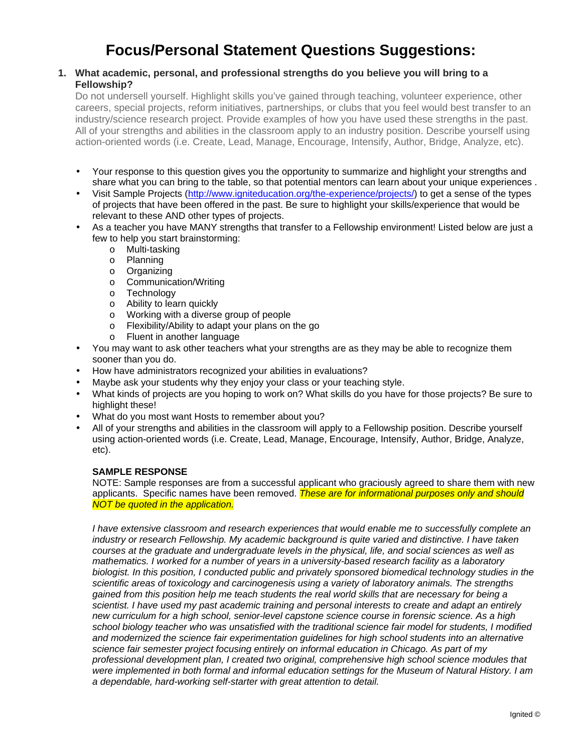# Focus/Personal Statement Questions Suggestions:

1. **What academic, personal, and professional strengths do you believe you will bring to a Fellowship?**

   Do not undersell yourself. Highlight skills you've gained through teaching, volunteer experience, other careers, special projects, reform initiatives, partnerships, or clubs that you feel would best transfer to an industry/science research project. Provide examples of how you have used these strengths in the past. All of your strengths and abilities in the classroom apply to an industry position. Describe yourself using action-oriented words (i.e. Create, Lead, Manage, Encourage, Intensify, Author, Bridge, Analyze, etc).

- Your response to this question gives you the opportunity to summarize and highlight your strengths and share what you can bring to the table, so that potential mentors can learn about your unique experiences .
- Visit Sample Projects (http://www.igniteducation.org/the-experience/projects/) to get a sense of the types of projects that have been offered in the past. Be sure to highlight your skills/experience that would be relevant to these AND other types of projects.
- As a teacher you have MANY strengths that transfer to a Fellowship environment! Listed below are just a few to help you start brainstorming:
  - Multi-tasking
  - Planning
  - Organizing
  - Communication/Writing
  - Technology
  - Ability to learn quickly
  - Working with a diverse group of people
  - Flexibility/Ability to adapt your plans on the go
  - Fluent in another language
- You may want to ask other teachers what your strengths are as they may be able to recognize them sooner than you do.
- How have administrators recognized your abilities in evaluations?
- Maybe ask your students why they enjoy your class or your teaching style.
- What kinds of projects are you hoping to work on? What skills do you have for those projects? Be sure to highlight these!
- What do you most want Hosts to remember about you?
- All of your strengths and abilities in the classroom will apply to a Fellowship position. Describe yourself using action-oriented words (i.e. Create, Lead, Manage, Encourage, Intensify, Author, Bridge, Analyze, etc).

**SAMPLE RESPONSE**

NOTE: Sample responses are from a successful applicant who graciously agreed to share them with new applicants. Specific names have been removed. *These are for informational purposes only and should NOT be quoted in the application.*

*I have extensive classroom and research experiences that would enable me to successfully complete an industry or research Fellowship. My academic background is quite varied and distinctive. I have taken courses at the graduate and undergraduate levels in the physical, life, and social sciences as well as mathematics. I worked for a number of years in a university-based research facility as a laboratory biologist. In this position, I conducted public and privately sponsored biomedical technology studies in the scientific areas of toxicology and carcinogenesis using a variety of laboratory animals. The strengths gained from this position help me teach students the real world skills that are necessary for being a scientist. I have used my past academic training and personal interests to create and adapt an entirely new curriculum for a high school, senior-level capstone science course in forensic science. As a high school biology teacher who was unsatisfied with the traditional science fair model for students, I modified and modernized the science fair experimentation guidelines for high school students into an alternative science fair semester project focusing entirely on informal education in Chicago. As part of my professional development plan, I created two original, comprehensive high school science modules that were implemented in both formal and informal education settings for the Museum of Natural History. I am a dependable, hard-working self-starter with great attention to detail.*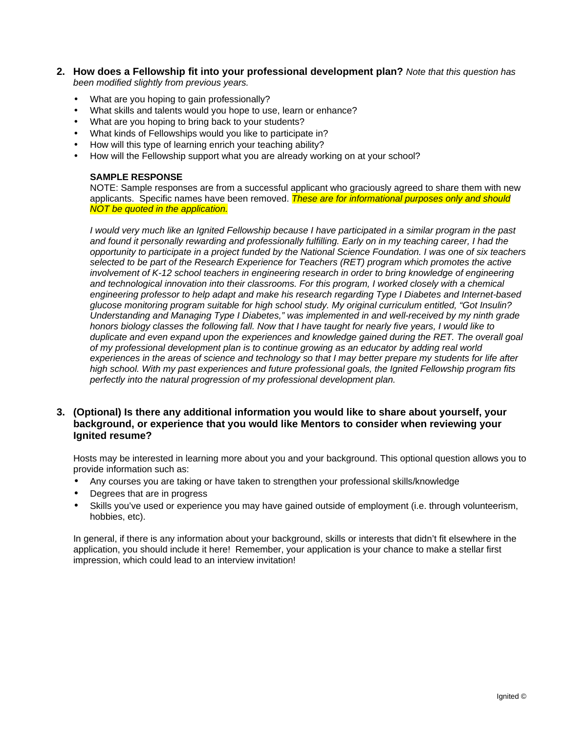2. **How does a Fellowship fit into your professional development plan?** *Note that this question has been modified slightly from previous years.*

   - What are you hoping to gain professionally?
   - What skills and talents would you hope to use, learn or enhance?
   - What are you hoping to bring back to your students?
   - What kinds of Fellowships would you like to participate in?
   - How will this type of learning enrich your teaching ability?
   - How will the Fellowship support what you are already working on at your school?

   **SAMPLE RESPONSE**
   NOTE: Sample responses are from a successful applicant who graciously agreed to share them with new applicants. Specific names have been removed. *These are for informational purposes only and should NOT be quoted in the application.*

   *I would very much like an Ignited Fellowship because I have participated in a similar program in the past and found it personally rewarding and professionally fulfilling. Early on in my teaching career, I had the opportunity to participate in a project funded by the National Science Foundation. I was one of six teachers selected to be part of the Research Experience for Teachers (RET) program which promotes the active involvement of K-12 school teachers in engineering research in order to bring knowledge of engineering and technological innovation into their classrooms. For this program, I worked closely with a chemical engineering professor to help adapt and make his research regarding Type I Diabetes and Internet-based glucose monitoring program suitable for high school study. My original curriculum entitled, "Got Insulin? Understanding and Managing Type I Diabetes," was implemented in and well-received by my ninth grade honors biology classes the following fall. Now that I have taught for nearly five years, I would like to duplicate and even expand upon the experiences and knowledge gained during the RET. The overall goal of my professional development plan is to continue growing as an educator by adding real world experiences in the areas of science and technology so that I may better prepare my students for life after high school. With my past experiences and future professional goals, the Ignited Fellowship program fits perfectly into the natural progression of my professional development plan.*

3. **(Optional) Is there any additional information you would like to share about yourself, your background, or experience that you would like Mentors to consider when reviewing your Ignited resume?**

   Hosts may be interested in learning more about you and your background. This optional question allows you to provide information such as:
   - Any courses you are taking or have taken to strengthen your professional skills/knowledge
   - Degrees that are in progress
   - Skills you've used or experience you may have gained outside of employment (i.e. through volunteerism, hobbies, etc).

   In general, if there is any information about your background, skills or interests that didn't fit elsewhere in the application, you should include it here! Remember, your application is your chance to make a stellar first impression, which could lead to an interview invitation!